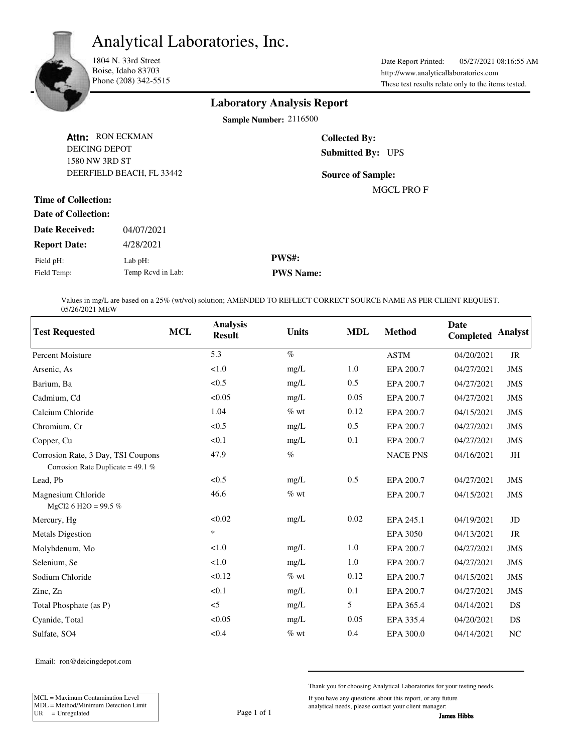# Analytical Laboratories, Inc.

1804 N. 33rd Street
Boise, Idaho 83703
Phone (208) 342-5515

Date Report Printed: 05/27/2021 08:16:55 AM
http://www.analyticallaboratories.com
These test results relate only to the items tested.

## Laboratory Analysis Report

**Sample Number:** 2116500

**Attn:** RON ECKMAN
DEICING DEPOT
1580 NW 3RD ST
DEERFIELD BEACH, FL 33442

**Collected By:**
**Submitted By:** UPS

**Source of Sample:**
MGCL PRO F

**Time of Collection:**
**Date of Collection:**
**Date Received:** 04/07/2021
**Report Date:** 4/28/2021

Field pH: Lab pH:
Field Temp: Temp Rcvd in Lab:

**PWS#:**
**PWS Name:**

Values in mg/L are based on a 25% (wt/vol) solution; AMENDED TO REFLECT CORRECT SOURCE NAME AS PER CLIENT REQUEST. 05/26/2021 MEW

| Test Requested | MCL | Analysis Result | Units | MDL | Method | Date Completed | Analyst |
|---|---|---|---|---|---|---|---|
| Percent Moisture | | 5.3 | % | | ASTM | 04/20/2021 | JR |
| Arsenic, As | | <1.0 | mg/L | 1.0 | EPA 200.7 | 04/27/2021 | JMS |
| Barium, Ba | | <0.5 | mg/L | 0.5 | EPA 200.7 | 04/27/2021 | JMS |
| Cadmium, Cd | | <0.05 | mg/L | 0.05 | EPA 200.7 | 04/27/2021 | JMS |
| Calcium Chloride | | 1.04 | % wt | 0.12 | EPA 200.7 | 04/15/2021 | JMS |
| Chromium, Cr | | <0.5 | mg/L | 0.5 | EPA 200.7 | 04/27/2021 | JMS |
| Copper, Cu | | <0.1 | mg/L | 0.1 | EPA 200.7 | 04/27/2021 | JMS |
| Corrosion Rate, 3 Day, TSI Coupons<br>Corrosion Rate Duplicate = 49.1 % | | 47.9 | % | | NACE PNS | 04/16/2021 | JH |
| Lead, Pb | | <0.5 | mg/L | 0.5 | EPA 200.7 | 04/27/2021 | JMS |
| Magnesium Chloride<br>MgCl2 6 H2O = 99.5 % | | 46.6 | % wt | | EPA 200.7 | 04/15/2021 | JMS |
| Mercury, Hg | | <0.02 | mg/L | 0.02 | EPA 245.1 | 04/19/2021 | JD |
| Metals Digestion | | * | | | EPA 3050 | 04/13/2021 | JR |
| Molybdenum, Mo | | <1.0 | mg/L | 1.0 | EPA 200.7 | 04/27/2021 | JMS |
| Selenium, Se | | <1.0 | mg/L | 1.0 | EPA 200.7 | 04/27/2021 | JMS |
| Sodium Chloride | | <0.12 | % wt | 0.12 | EPA 200.7 | 04/15/2021 | JMS |
| Zinc, Zn | | <0.1 | mg/L | 0.1 | EPA 200.7 | 04/27/2021 | JMS |
| Total Phosphate (as P) | | <5 | mg/L | 5 | EPA 365.4 | 04/14/2021 | DS |
| Cyanide, Total | | <0.05 | mg/L | 0.05 | EPA 335.4 | 04/20/2021 | DS |
| Sulfate, SO4 | | <0.4 | % wt | 0.4 | EPA 300.0 | 04/14/2021 | NC |

Email: ron@deicingdepot.com

Thank you for choosing Analytical Laboratories for your testing needs.

If you have any questions about this report, or any future analytical needs, please contact your client manager:
**James Hibbs**

MCL = Maximum Contamination Level
MDL = Method/Minimum Detection Limit
UR = Unregulated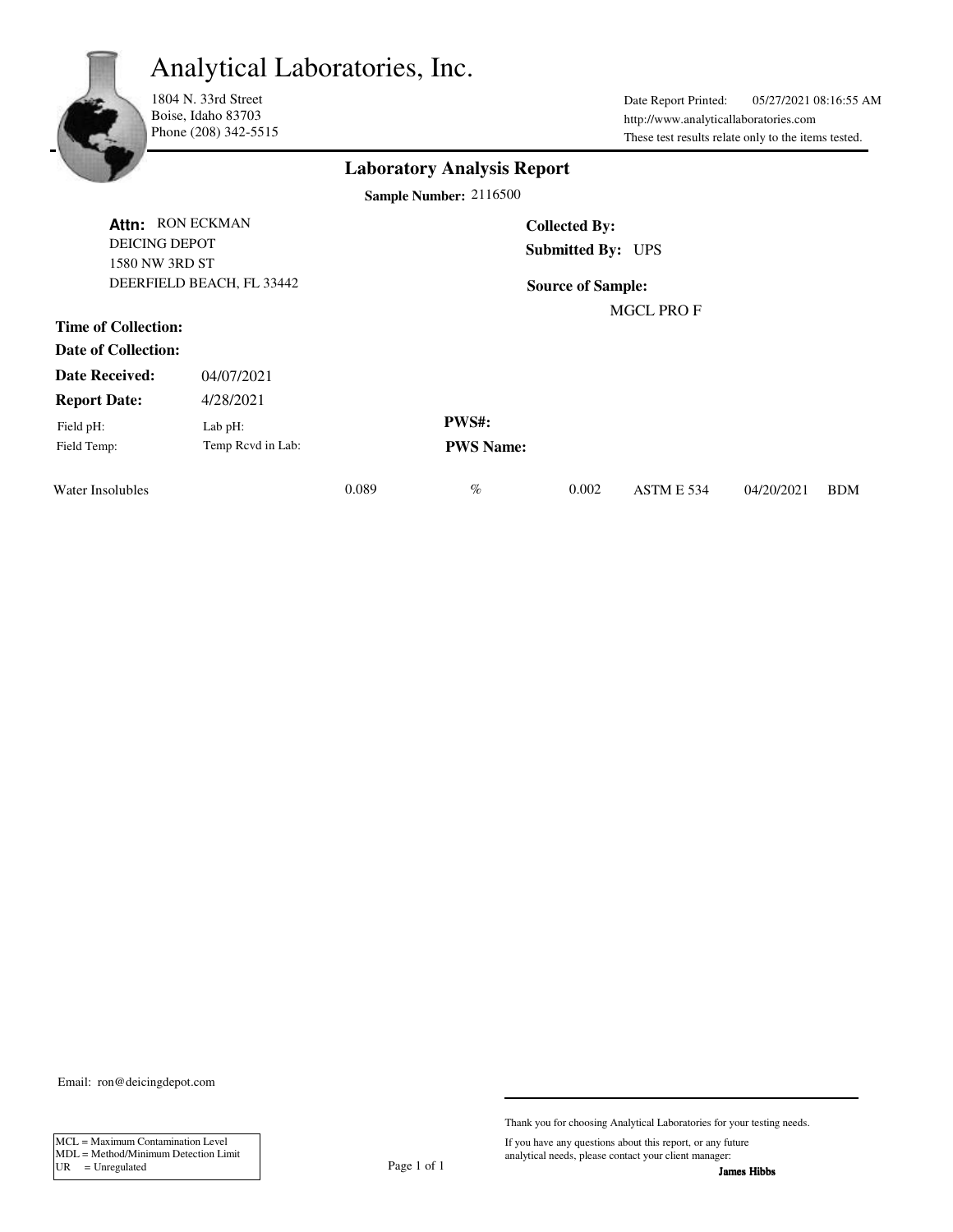# Analytical Laboratories, Inc.

1804 N. 33rd Street
Boise, Idaho 83703
Phone (208) 342-5515

Date Report Printed: 05/27/2021 08:16:55 AM
http://www.analyticallaboratories.com
These test results relate only to the items tested.

## Laboratory Analysis Report

**Sample Number:** 2116500

**Attn:** RON ECKMAN
DEICING DEPOT
1580 NW 3RD ST
DEERFIELD BEACH, FL 33442

**Collected By:**
**Submitted By:** UPS

**Source of Sample:**
MGCL PRO F

**Time of Collection:**
**Date of Collection:**
**Date Received:** 04/07/2021
**Report Date:** 4/28/2021

Field pH: Lab pH:
Field Temp: Temp Rcvd in Lab:

**PWS#:**
**PWS Name:**

| | | | | | | |
|---|---|---|---|---|---|---|
| Water Insolubles | 0.089 | % | 0.002 | ASTM E 534 | 04/20/2021 | BDM |

Email: ron@deicingdepot.com

MCL = Maximum Contamination Level
MDL = Method/Minimum Detection Limit
UR = Unregulated

Thank you for choosing Analytical Laboratories for your testing needs.

If you have any questions about this report, or any future analytical needs, please contact your client manager:
James Hibbs